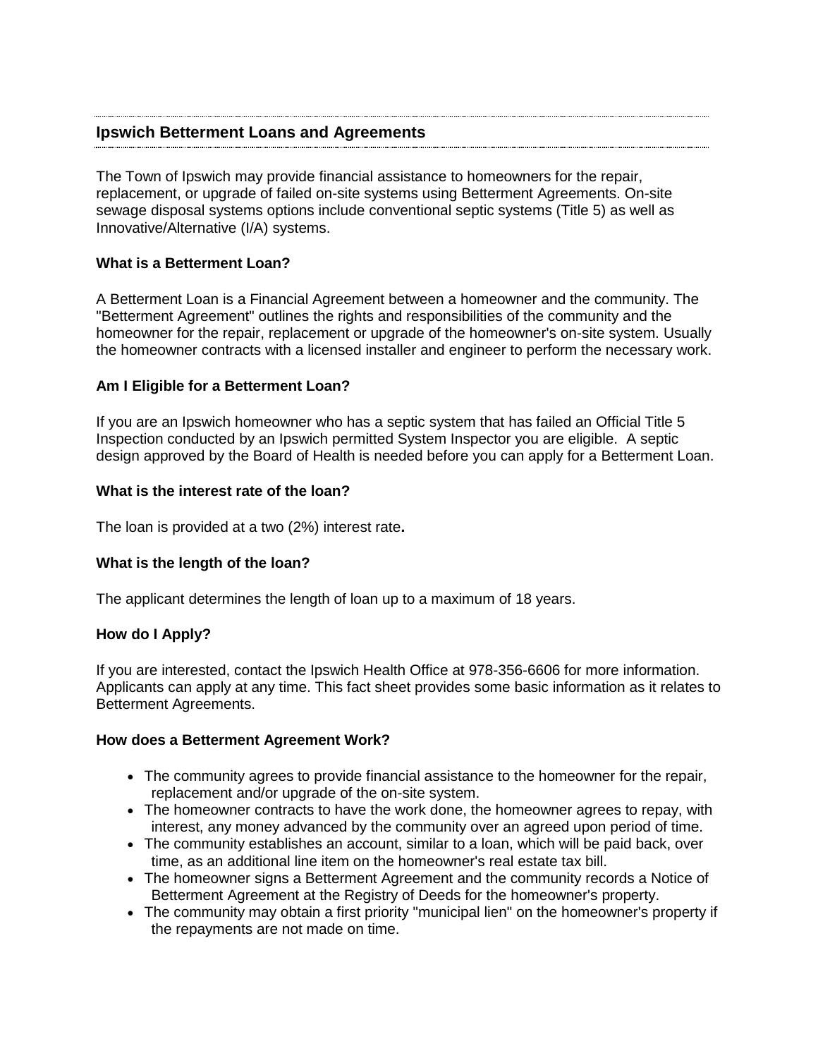## Ipswich Betterment Loans and Agreements

The Town of Ipswich may provide financial assistance to homeowners for the repair, replacement, or upgrade of failed on-site systems using Betterment Agreements. On-site sewage disposal systems options include conventional septic systems (Title 5) as well as Innovative/Alternative (I/A) systems.

### What is a Betterment Loan?

A Betterment Loan is a Financial Agreement between a homeowner and the community. The "Betterment Agreement" outlines the rights and responsibilities of the community and the homeowner for the repair, replacement or upgrade of the homeowner's on-site system. Usually the homeowner contracts with a licensed installer and engineer to perform the necessary work.

### Am I Eligible for a Betterment Loan?

If you are an Ipswich homeowner who has a septic system that has failed an Official Title 5 Inspection conducted by an Ipswich permitted System Inspector you are eligible. A septic design approved by the Board of Health is needed before you can apply for a Betterment Loan.

### What is the interest rate of the loan?

The loan is provided at a two (2%) interest rate**.**

### What is the length of the loan?

The applicant determines the length of loan up to a maximum of 18 years.

### How do I Apply?

If you are interested, contact the Ipswich Health Office at 978-356-6606 for more information. Applicants can apply at any time. This fact sheet provides some basic information as it relates to Betterment Agreements.

### How does a Betterment Agreement Work?

- The community agrees to provide financial assistance to the homeowner for the repair, replacement and/or upgrade of the on-site system.
- The homeowner contracts to have the work done, the homeowner agrees to repay, with interest, any money advanced by the community over an agreed upon period of time.
- The community establishes an account, similar to a loan, which will be paid back, over time, as an additional line item on the homeowner's real estate tax bill.
- The homeowner signs a Betterment Agreement and the community records a Notice of Betterment Agreement at the Registry of Deeds for the homeowner's property.
- The community may obtain a first priority "municipal lien" on the homeowner's property if the repayments are not made on time.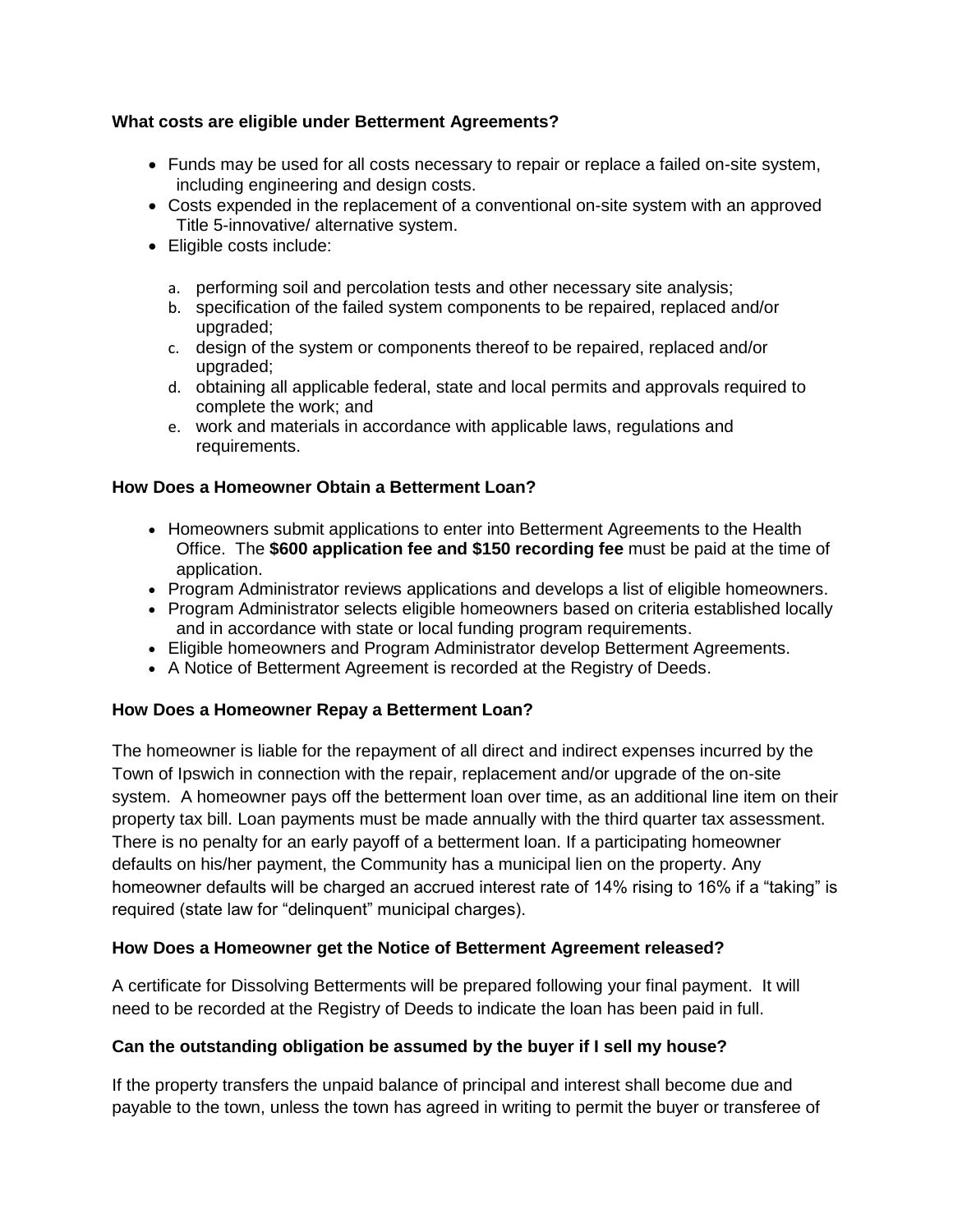### What costs are eligible under Betterment Agreements?

- Funds may be used for all costs necessary to repair or replace a failed on-site system, including engineering and design costs.
- Costs expended in the replacement of a conventional on-site system with an approved Title 5-innovative/ alternative system.
- Eligible costs include:

  a. performing soil and percolation tests and other necessary site analysis;
  b. specification of the failed system components to be repaired, replaced and/or upgraded;
  c. design of the system or components thereof to be repaired, replaced and/or upgraded;
  d. obtaining all applicable federal, state and local permits and approvals required to complete the work; and
  e. work and materials in accordance with applicable laws, regulations and requirements.

### How Does a Homeowner Obtain a Betterment Loan?

- Homeowners submit applications to enter into Betterment Agreements to the Health Office. The **$600 application fee and $150 recording fee** must be paid at the time of application.
- Program Administrator reviews applications and develops a list of eligible homeowners.
- Program Administrator selects eligible homeowners based on criteria established locally and in accordance with state or local funding program requirements.
- Eligible homeowners and Program Administrator develop Betterment Agreements.
- A Notice of Betterment Agreement is recorded at the Registry of Deeds.

### How Does a Homeowner Repay a Betterment Loan?

The homeowner is liable for the repayment of all direct and indirect expenses incurred by the Town of Ipswich in connection with the repair, replacement and/or upgrade of the on-site system. A homeowner pays off the betterment loan over time, as an additional line item on their property tax bill. Loan payments must be made annually with the third quarter tax assessment. There is no penalty for an early payoff of a betterment loan. If a participating homeowner defaults on his/her payment, the Community has a municipal lien on the property. Any homeowner defaults will be charged an accrued interest rate of 14% rising to 16% if a "taking" is required (state law for "delinquent" municipal charges).

### How Does a Homeowner get the Notice of Betterment Agreement released?

A certificate for Dissolving Betterments will be prepared following your final payment. It will need to be recorded at the Registry of Deeds to indicate the loan has been paid in full.

### Can the outstanding obligation be assumed by the buyer if I sell my house?

If the property transfers the unpaid balance of principal and interest shall become due and payable to the town, unless the town has agreed in writing to permit the buyer or transferee of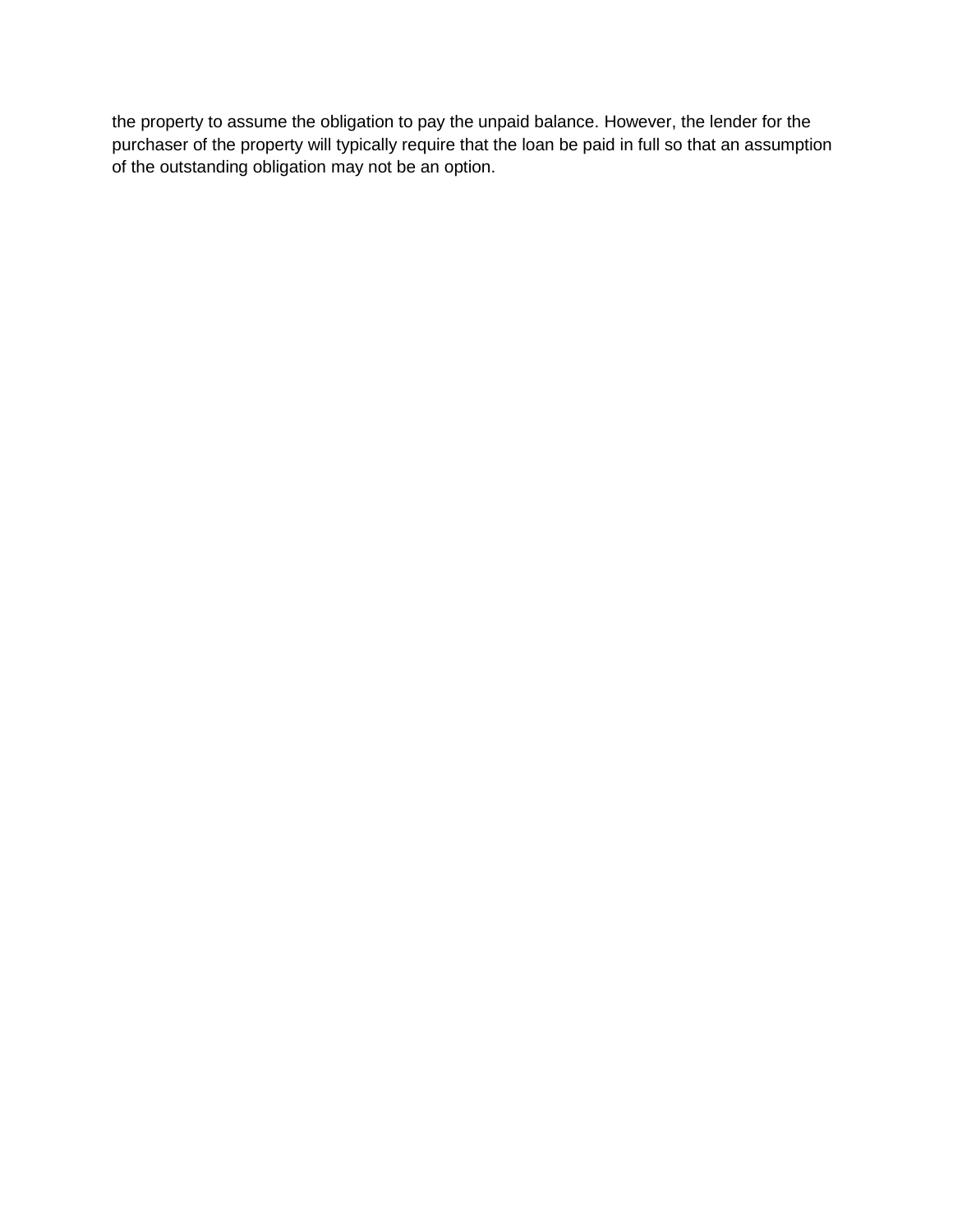the property to assume the obligation to pay the unpaid balance. However, the lender for the purchaser of the property will typically require that the loan be paid in full so that an assumption of the outstanding obligation may not be an option.